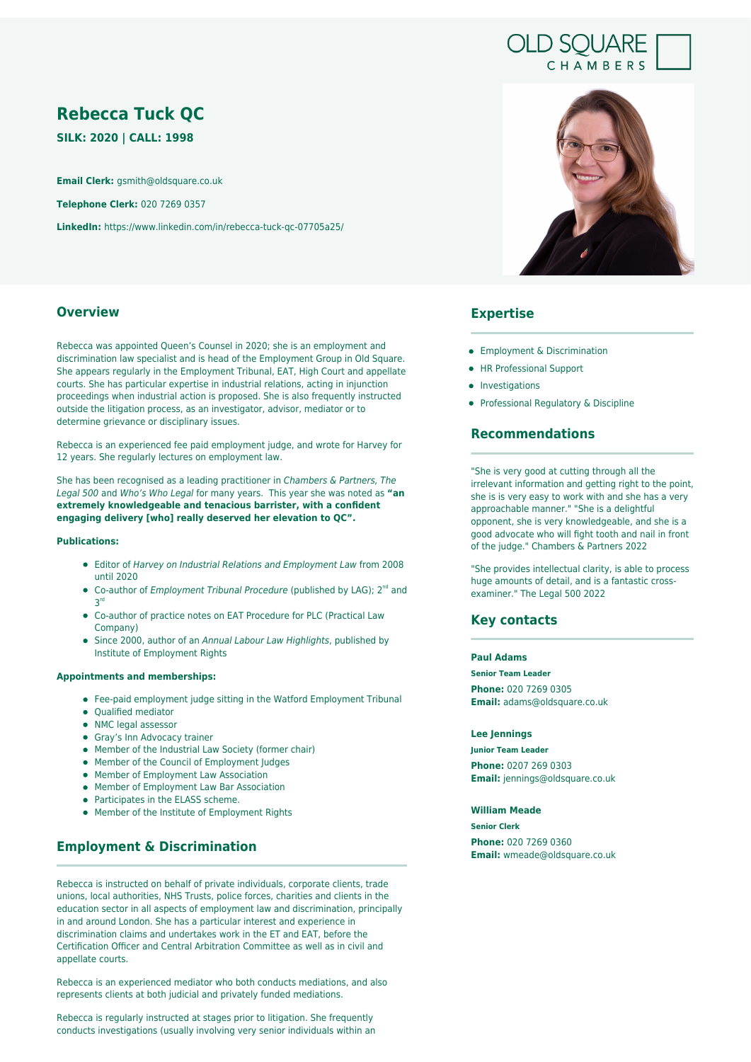OLD SQUARE CHAMBERS

# Rebecca Tuck QC

**SILK: 2020 | CALL: 1998**

**Email Clerk:** gsmith@oldsquare.co.uk

**Telephone Clerk:** 020 7269 0357

**LinkedIn:** https://www.linkedin.com/in/rebecca-tuck-qc-07705a25/

## Overview

Rebecca was appointed Queen's Counsel in 2020; she is an employment and discrimination law specialist and is head of the Employment Group in Old Square. She appears regularly in the Employment Tribunal, EAT, High Court and appellate courts. She has particular expertise in industrial relations, acting in injunction proceedings when industrial action is proposed. She is also frequently instructed outside the litigation process, as an investigator, advisor, mediator or to determine grievance or disciplinary issues.

Rebecca is an experienced fee paid employment judge, and wrote for Harvey for 12 years. She regularly lectures on employment law.

She has been recognised as a leading practitioner in *Chambers & Partners, The Legal 500* and *Who's Who Legal* for many years. This year she was noted as **"an extremely knowledgeable and tenacious barrister, with a confident engaging delivery [who] really deserved her elevation to QC".**

**Publications:**

- Editor of *Harvey on Industrial Relations and Employment Law* from 2008 until 2020
- Co-author of *Employment Tribunal Procedure* (published by LAG); 2nd and 3rd
- Co-author of practice notes on EAT Procedure for PLC (Practical Law Company)
- Since 2000, author of an *Annual Labour Law Highlights*, published by Institute of Employment Rights

**Appointments and memberships:**

- Fee-paid employment judge sitting in the Watford Employment Tribunal
- Qualified mediator
- NMC legal assessor
- Gray's Inn Advocacy trainer
- Member of the Industrial Law Society (former chair)
- Member of the Council of Employment Judges
- Member of Employment Law Association
- Member of Employment Law Bar Association
- Participates in the ELASS scheme.
- Member of the Institute of Employment Rights

## Employment & Discrimination

Rebecca is instructed on behalf of private individuals, corporate clients, trade unions, local authorities, NHS Trusts, police forces, charities and clients in the education sector in all aspects of employment law and discrimination, principally in and around London. She has a particular interest and experience in discrimination claims and undertakes work in the ET and EAT, before the Certification Officer and Central Arbitration Committee as well as in civil and appellate courts.

Rebecca is an experienced mediator who both conducts mediations, and also represents clients at both judicial and privately funded mediations.

Rebecca is regularly instructed at stages prior to litigation. She frequently conducts investigations (usually involving very senior individuals within an

## Expertise

- Employment & Discrimination
- HR Professional Support
- Investigations
- Professional Regulatory & Discipline

## Recommendations

"She is very good at cutting through all the irrelevant information and getting right to the point, she is is very easy to work with and she has a very approachable manner." "She is a delightful opponent, she is very knowledgeable, and she is a good advocate who will fight tooth and nail in front of the judge." Chambers & Partners 2022

"She provides intellectual clarity, is able to process huge amounts of detail, and is a fantastic cross-examiner." The Legal 500 2022

## Key contacts

**Paul Adams**
**Senior Team Leader**
**Phone:** 020 7269 0305
**Email:** adams@oldsquare.co.uk

**Lee Jennings**
**Junior Team Leader**
**Phone:** 0207 269 0303
**Email:** jennings@oldsquare.co.uk

**William Meade**
**Senior Clerk**
**Phone:** 020 7269 0360
**Email:** wmeade@oldsquare.co.uk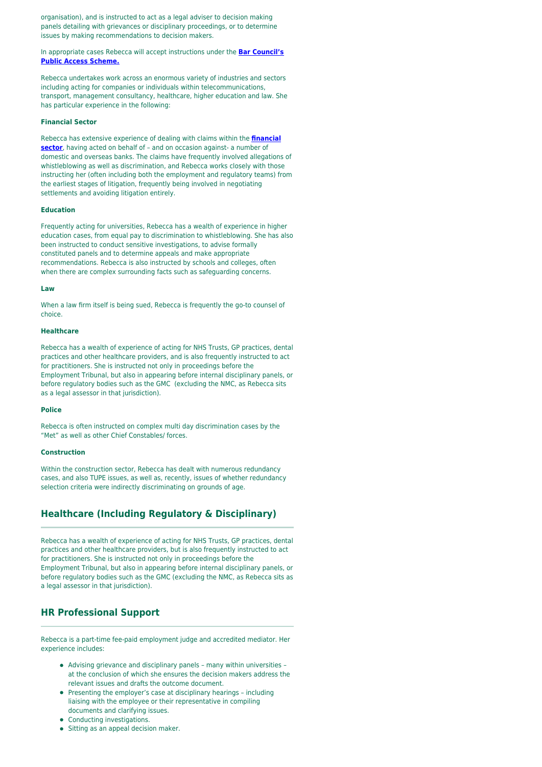organisation), and is instructed to act as a legal adviser to decision making panels detailing with grievances or disciplinary proceedings, or to determine issues by making recommendations to decision makers.

In appropriate cases Rebecca will accept instructions under the **Bar Council's Public Access Scheme.**

Rebecca undertakes work across an enormous variety of industries and sectors including acting for companies or individuals within telecommunications, transport, management consultancy, healthcare, higher education and law. She has particular experience in the following:

**Financial Sector**

Rebecca has extensive experience of dealing with claims within the **financial sector**, having acted on behalf of – and on occasion against- a number of domestic and overseas banks. The claims have frequently involved allegations of whistleblowing as well as discrimination, and Rebecca works closely with those instructing her (often including both the employment and regulatory teams) from the earliest stages of litigation, frequently being involved in negotiating settlements and avoiding litigation entirely.

**Education**

Frequently acting for universities, Rebecca has a wealth of experience in higher education cases, from equal pay to discrimination to whistleblowing. She has also been instructed to conduct sensitive investigations, to advise formally constituted panels and to determine appeals and make appropriate recommendations. Rebecca is also instructed by schools and colleges, often when there are complex surrounding facts such as safeguarding concerns.

**Law**

When a law firm itself is being sued, Rebecca is frequently the go-to counsel of choice.

**Healthcare**

Rebecca has a wealth of experience of acting for NHS Trusts, GP practices, dental practices and other healthcare providers, and is also frequently instructed to act for practitioners. She is instructed not only in proceedings before the Employment Tribunal, but also in appearing before internal disciplinary panels, or before regulatory bodies such as the GMC (excluding the NMC, as Rebecca sits as a legal assessor in that jurisdiction).

**Police**

Rebecca is often instructed on complex multi day discrimination cases by the "Met" as well as other Chief Constables/ forces.

**Construction**

Within the construction sector, Rebecca has dealt with numerous redundancy cases, and also TUPE issues, as well as, recently, issues of whether redundancy selection criteria were indirectly discriminating on grounds of age.

## Healthcare (Including Regulatory & Disciplinary)

Rebecca has a wealth of experience of acting for NHS Trusts, GP practices, dental practices and other healthcare providers, but is also frequently instructed to act for practitioners. She is instructed not only in proceedings before the Employment Tribunal, but also in appearing before internal disciplinary panels, or before regulatory bodies such as the GMC (excluding the NMC, as Rebecca sits as a legal assessor in that jurisdiction).

## HR Professional Support

Rebecca is a part-time fee-paid employment judge and accredited mediator. Her experience includes:

- Advising grievance and disciplinary panels – many within universities – at the conclusion of which she ensures the decision makers address the relevant issues and drafts the outcome document.
- Presenting the employer's case at disciplinary hearings – including liaising with the employee or their representative in compiling documents and clarifying issues.
- Conducting investigations.
- Sitting as an appeal decision maker.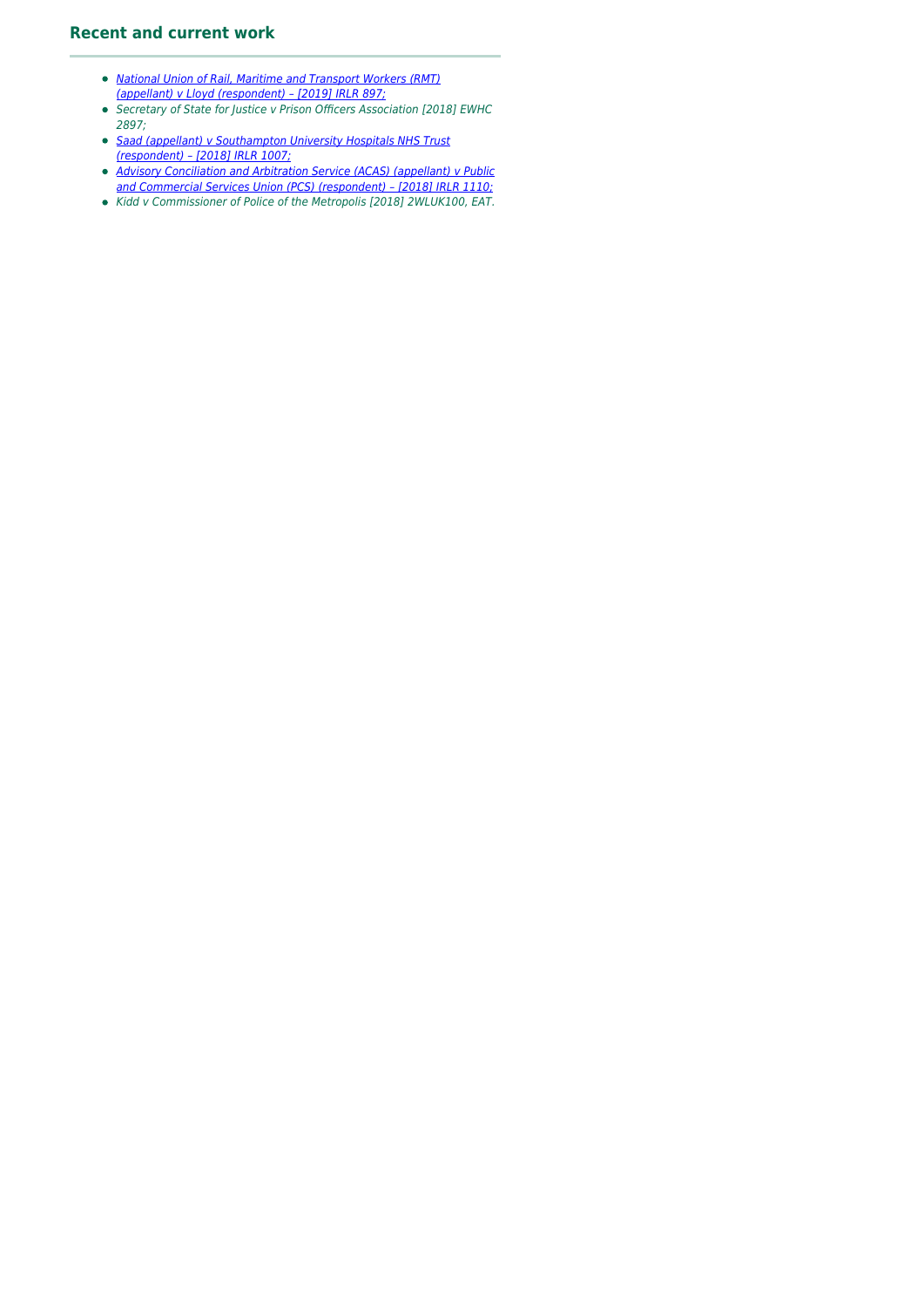## Recent and current work

---

- *National Union of Rail, Maritime and Transport Workers (RMT) (appellant) v Lloyd (respondent) – [2019] IRLR 897;*
- *Secretary of State for Justice v Prison Officers Association [2018] EWHC 2897;*
- *Saad (appellant) v Southampton University Hospitals NHS Trust (respondent) – [2018] IRLR 1007;*
- *Advisory Conciliation and Arbitration Service (ACAS) (appellant) v Public and Commercial Services Union (PCS) (respondent) – [2018] IRLR 1110;*
- *Kidd v Commissioner of Police of the Metropolis [2018] 2WLUK100, EAT.*